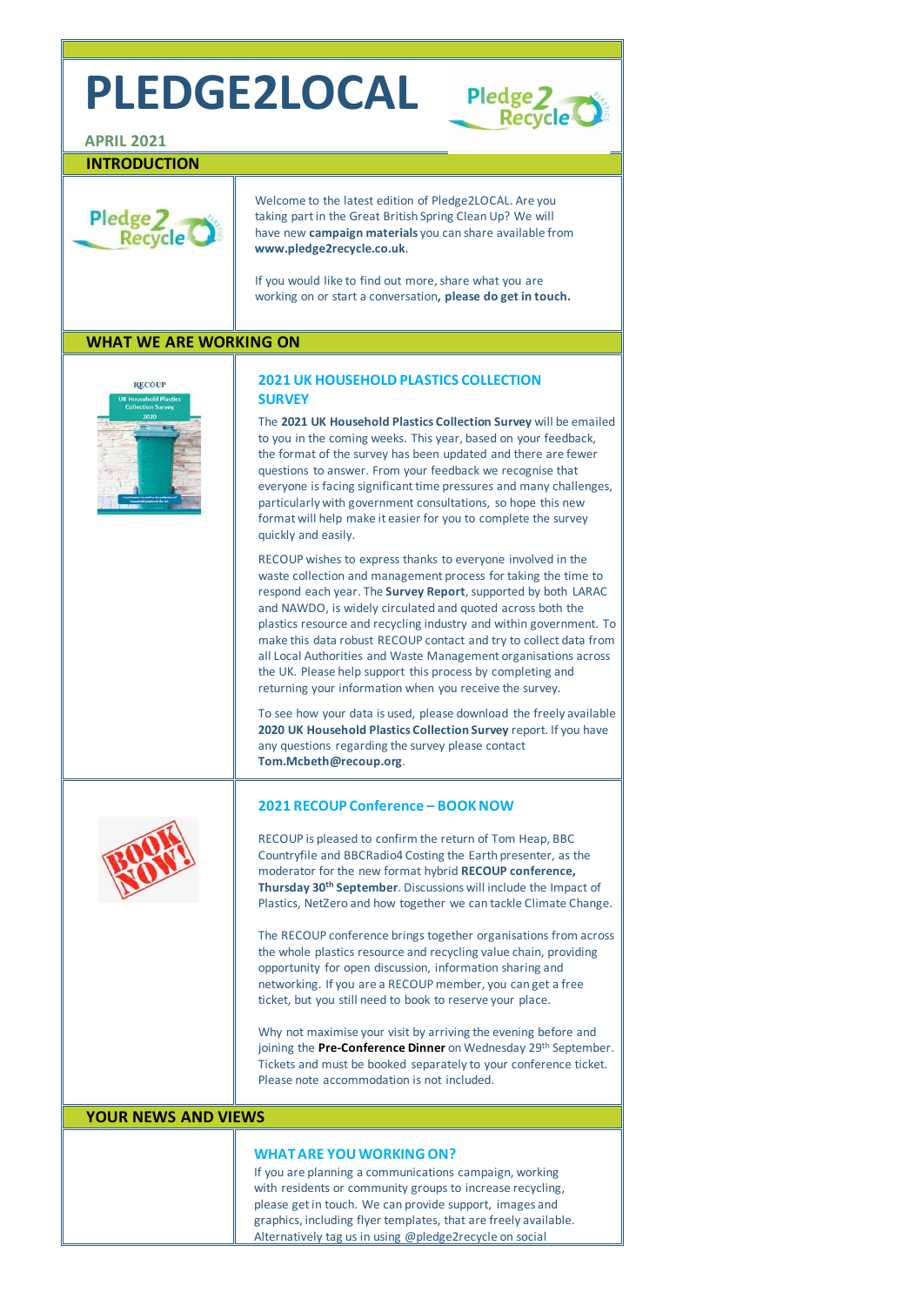# PLEDGE2LOCAL

**APRIL 2021**

## INTRODUCTION

Welcome to the latest edition of Pledge2LOCAL. Are you taking part in the Great British Spring Clean Up? We will have new **campaign materials** you can share available from **www.pledge2recycle.co.uk**.

If you would like to find out more, share what you are working on or start a conversation**, please do get in touch.**

## WHAT WE ARE WORKING ON

### 2021 UK HOUSEHOLD PLASTICS COLLECTION SURVEY

The **2021 UK Household Plastics Collection Survey** will be emailed to you in the coming weeks. This year, based on your feedback, the format of the survey has been updated and there are fewer questions to answer. From your feedback we recognise that everyone is facing significant time pressures and many challenges, particularly with government consultations, so hope this new format will help make it easier for you to complete the survey quickly and easily.

RECOUP wishes to express thanks to everyone involved in the waste collection and management process for taking the time to respond each year. The **Survey Report**, supported by both LARAC and NAWDO, is widely circulated and quoted across both the plastics resource and recycling industry and within government. To make this data robust RECOUP contact and try to collect data from all Local Authorities and Waste Management organisations across the UK. Please help support this process by completing and returning your information when you receive the survey.

To see how your data is used, please download the freely available **2020 UK Household Plastics Collection Survey** report. If you have any questions regarding the survey please contact **Tom.Mcbeth@recoup.org**.

### 2021 RECOUP Conference – BOOK NOW

RECOUP is pleased to confirm the return of Tom Heap, BBC Countryfile and BBCRadio4 Costing the Earth presenter, as the moderator for the new format hybrid **RECOUP conference, Thursday 30th September**. Discussions will include the Impact of Plastics, NetZero and how together we can tackle Climate Change.

The RECOUP conference brings together organisations from across the whole plastics resource and recycling value chain, providing opportunity for open discussion, information sharing and networking. If you are a RECOUP member, you can get a free ticket, but you still need to book to reserve your place.

Why not maximise your visit by arriving the evening before and joining the **Pre-Conference Dinner** on Wednesday 29th September. Tickets and must be booked separately to your conference ticket. Please note accommodation is not included.

## YOUR NEWS AND VIEWS

### WHAT ARE YOU WORKING ON?

If you are planning a communications campaign, working with residents or community groups to increase recycling, please get in touch. We can provide support, images and graphics, including flyer templates, that are freely available. Alternatively tag us in using @pledge2recycle on social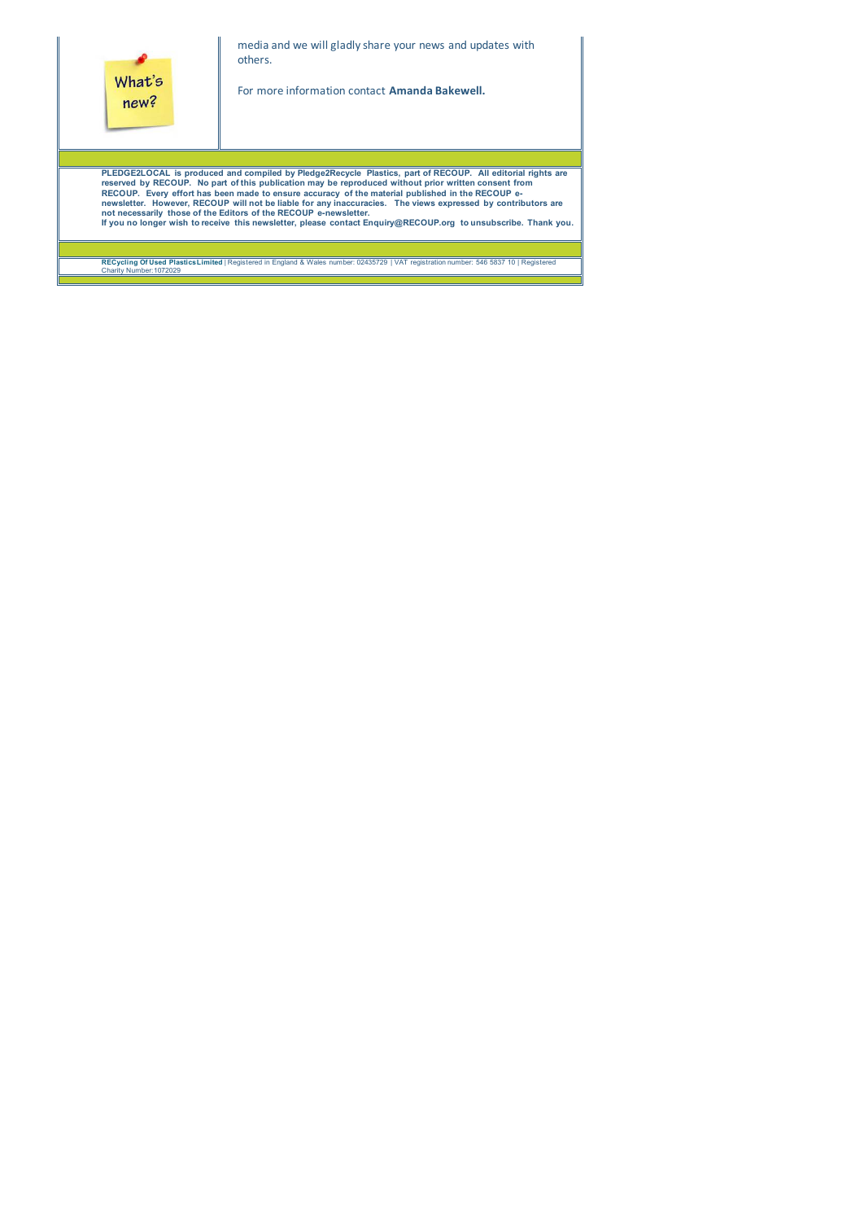media and we will gladly share your news and updates with others.

For more information contact **Amanda Bakewell.**

**PLEDGE2LOCAL is produced and compiled by Pledge2Recycle Plastics, part of RECOUP. All editorial rights are reserved by RECOUP. No part of this publication may be reproduced without prior written consent from RECOUP. Every effort has been made to ensure accuracy of the material published in the RECOUP e-newsletter. However, RECOUP will not be liable for any inaccuracies. The views expressed by contributors are not necessarily those of the Editors of the RECOUP e-newsletter.**
**If you no longer wish to receive this newsletter, please contact Enquiry@RECOUP.org to unsubscribe. Thank you.**

**RECycling Of Used Plastics Limited** | Registered in England & Wales number: 02435729 | VAT registration number: 546 5837 10 | Registered Charity Number:1072029